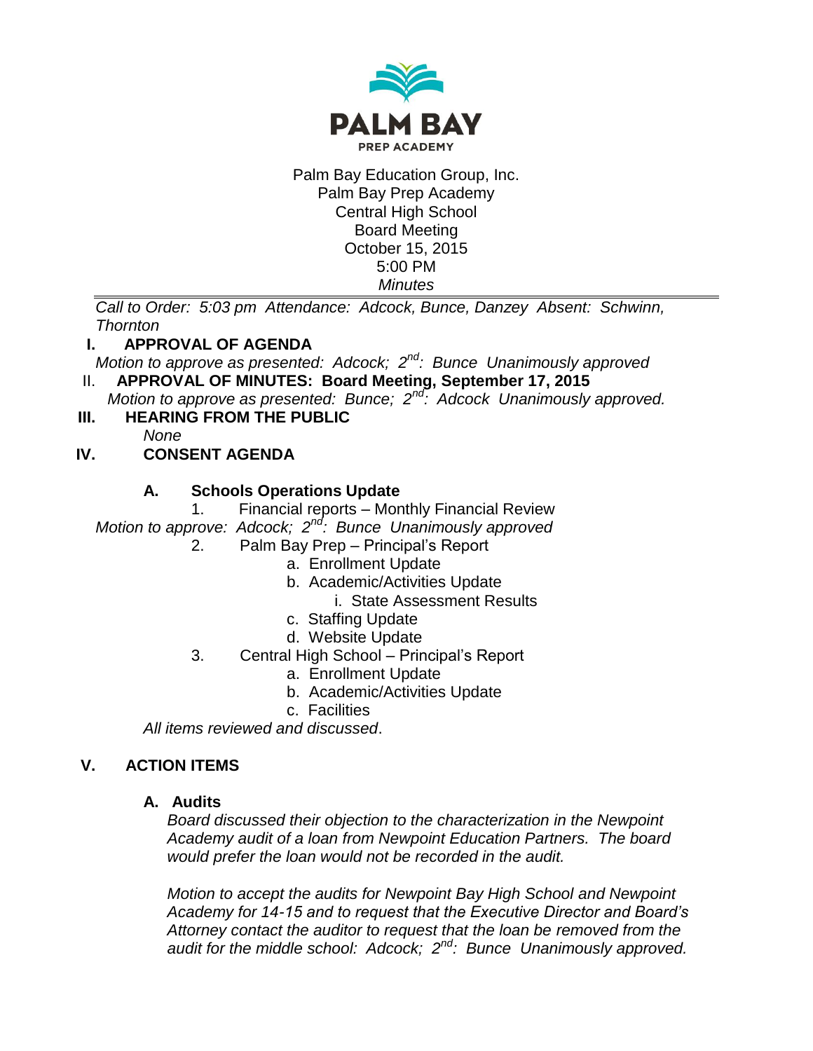**PALM BAY**
PREP ACADEMY

Palm Bay Education Group, Inc.
Palm Bay Prep Academy
Central High School
Board Meeting
October 15, 2015
5:00 PM
*Minutes*

---

*Call to Order: 5:03 pm Attendance: Adcock, Bunce, Danzey Absent: Schwinn, Thornton*

## I. APPROVAL OF AGENDA

*Motion to approve as presented: Adcock; 2nd: Bunce Unanimously approved*

## II. APPROVAL OF MINUTES: Board Meeting, September 17, 2015

*Motion to approve as presented: Bunce; 2nd: Adcock Unanimously approved.*

## III. HEARING FROM THE PUBLIC

*None*

## IV. CONSENT AGENDA

### A. Schools Operations Update

1. Financial reports – Monthly Financial Review

*Motion to approve: Adcock; 2nd: Bunce Unanimously approved*

2. Palm Bay Prep – Principal's Report
   a. Enrollment Update
   b. Academic/Activities Update
      i. State Assessment Results
   c. Staffing Update
   d. Website Update
3. Central High School – Principal's Report
   a. Enrollment Update
   b. Academic/Activities Update
   c. Facilities

*All items reviewed and discussed*.

## V. ACTION ITEMS

### A. Audits

*Board discussed their objection to the characterization in the Newpoint Academy audit of a loan from Newpoint Education Partners. The board would prefer the loan would not be recorded in the audit.*

*Motion to accept the audits for Newpoint Bay High School and Newpoint Academy for 14-15 and to request that the Executive Director and Board's Attorney contact the auditor to request that the loan be removed from the audit for the middle school: Adcock; 2nd: Bunce Unanimously approved.*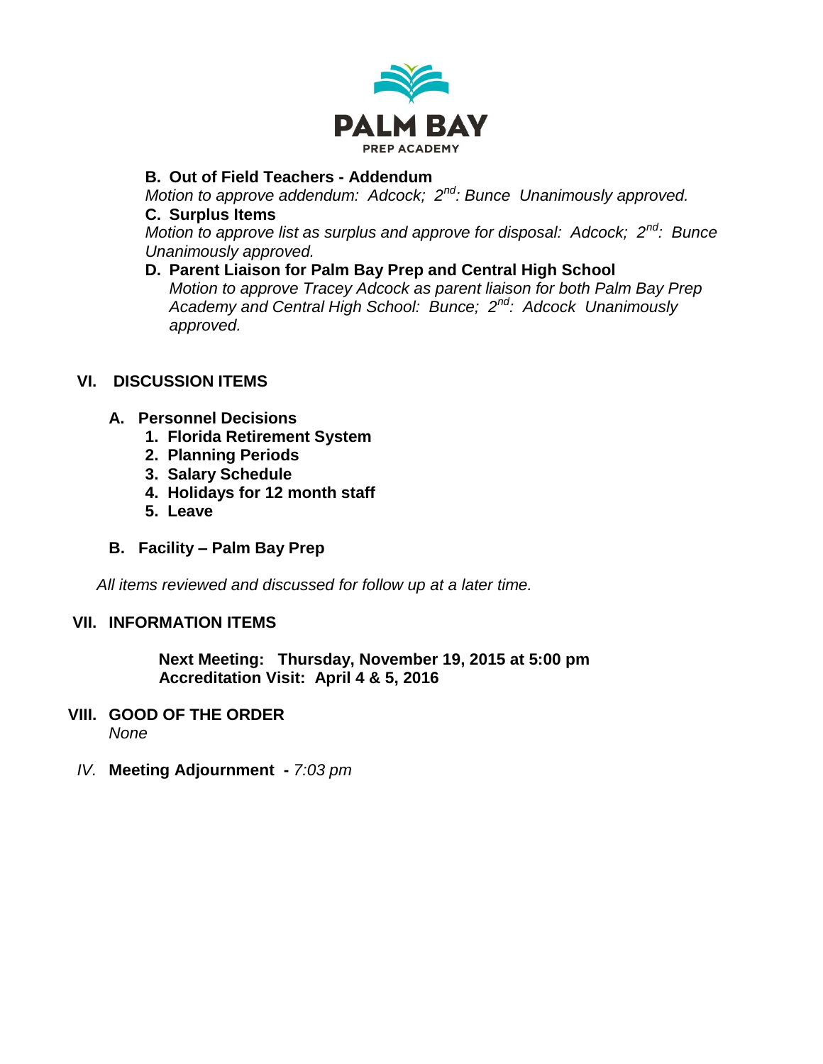**PALM BAY**
PREP ACADEMY

**B. Out of Field Teachers - Addendum**

*Motion to approve addendum: Adcock; 2nd: Bunce Unanimously approved.*

**C. Surplus Items**

*Motion to approve list as surplus and approve for disposal: Adcock; 2nd: Bunce Unanimously approved.*

**D. Parent Liaison for Palm Bay Prep and Central High School**

*Motion to approve Tracey Adcock as parent liaison for both Palm Bay Prep Academy and Central High School: Bunce; 2nd: Adcock Unanimously approved.*

## VI. DISCUSSION ITEMS

**A. Personnel Decisions**

1. **Florida Retirement System**
2. **Planning Periods**
3. **Salary Schedule**
4. **Holidays for 12 month staff**
5. **Leave**

**B. Facility – Palm Bay Prep**

*All items reviewed and discussed for follow up at a later time.*

## VII. INFORMATION ITEMS

**Next Meeting: Thursday, November 19, 2015 at 5:00 pm**
**Accreditation Visit: April 4 & 5, 2016**

## VIII. GOOD OF THE ORDER

*None*

*IV.* **Meeting Adjournment -** *7:03 pm*